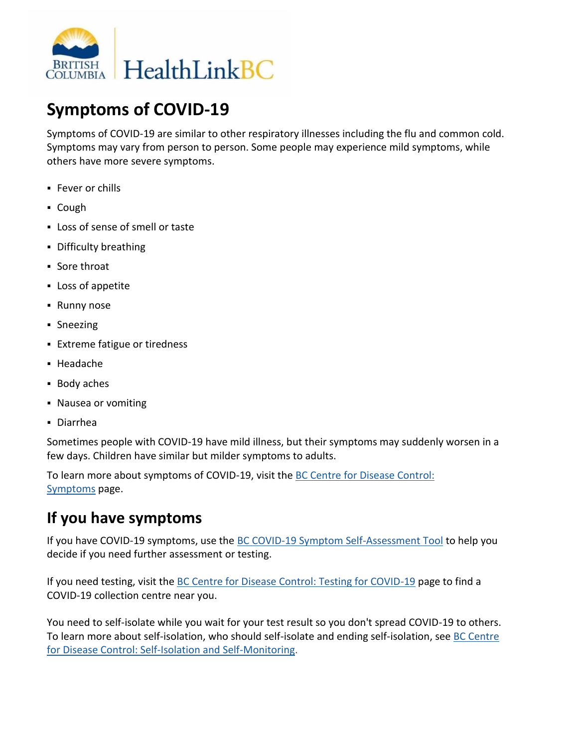# Symptoms of COVID-19

Symptoms of COVID-19 are similar to other respiratory illnesses including the flu and common cold. Symptoms may vary from person to person. Some people may experience mild symptoms, while others have more severe symptoms.

- Fever or chills
- Cough
- Loss of sense of smell or taste
- Difficulty breathing
- Sore throat
- Loss of appetite
- Runny nose
- Sneezing
- Extreme fatigue or tiredness
- Headache
- Body aches
- Nausea or vomiting
- Diarrhea

Sometimes people with COVID-19 have mild illness, but their symptoms may suddenly worsen in a few days. Children have similar but milder symptoms to adults.

To learn more about symptoms of COVID-19, visit the BC Centre for Disease Control: Symptoms page.

## If you have symptoms

If you have COVID-19 symptoms, use the BC COVID-19 Symptom Self-Assessment Tool to help you decide if you need further assessment or testing.

If you need testing, visit the BC Centre for Disease Control: Testing for COVID-19 page to find a COVID-19 collection centre near you.

You need to self-isolate while you wait for your test result so you don't spread COVID-19 to others. To learn more about self-isolation, who should self-isolate and ending self-isolation, see BC Centre for Disease Control: Self-Isolation and Self-Monitoring.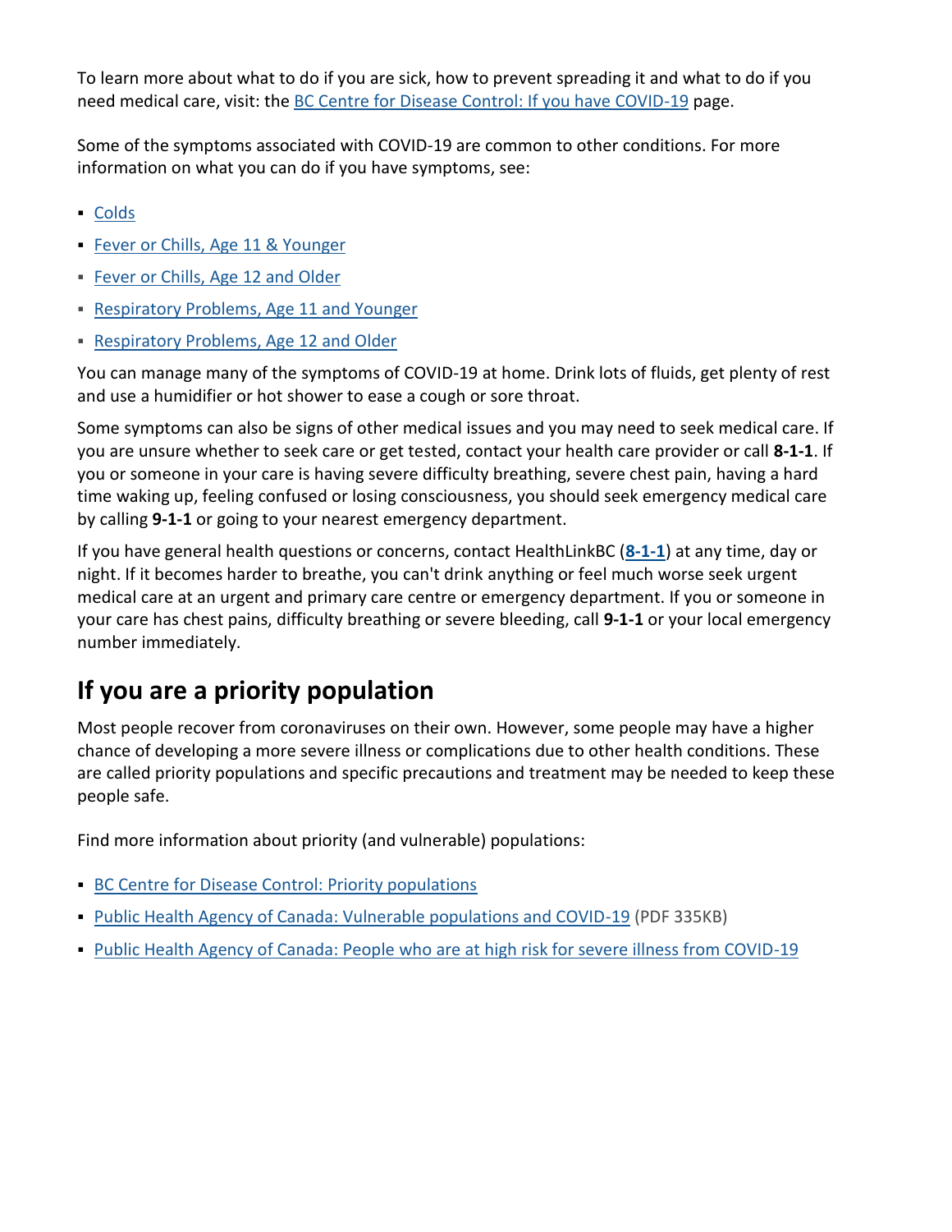To learn more about what to do if you are sick, how to prevent spreading it and what to do if you need medical care, visit: the [BC Centre for Disease Control: If you have COVID-19]() page.

Some of the symptoms associated with COVID-19 are common to other conditions. For more information on what you can do if you have symptoms, see:

- [Colds]()
- [Fever or Chills, Age 11 & Younger]()
- [Fever or Chills, Age 12 and Older]()
- [Respiratory Problems, Age 11 and Younger]()
- [Respiratory Problems, Age 12 and Older]()

You can manage many of the symptoms of COVID-19 at home. Drink lots of fluids, get plenty of rest and use a humidifier or hot shower to ease a cough or sore throat.

Some symptoms can also be signs of other medical issues and you may need to seek medical care. If you are unsure whether to seek care or get tested, contact your health care provider or call **8-1-1**. If you or someone in your care is having severe difficulty breathing, severe chest pain, having a hard time waking up, feeling confused or losing consciousness, you should seek emergency medical care by calling **9-1-1** or going to your nearest emergency department.

If you have general health questions or concerns, contact HealthLinkBC (**8-1-1**) at any time, day or night. If it becomes harder to breathe, you can't drink anything or feel much worse seek urgent medical care at an urgent and primary care centre or emergency department. If you or someone in your care has chest pains, difficulty breathing or severe bleeding, call **9-1-1** or your local emergency number immediately.

## If you are a priority population

Most people recover from coronaviruses on their own. However, some people may have a higher chance of developing a more severe illness or complications due to other health conditions. These are called priority populations and specific precautions and treatment may be needed to keep these people safe.

Find more information about priority (and vulnerable) populations:

- [BC Centre for Disease Control: Priority populations]()
- [Public Health Agency of Canada: Vulnerable populations and COVID-19]() (PDF 335KB)
- [Public Health Agency of Canada: People who are at high risk for severe illness from COVID-19]()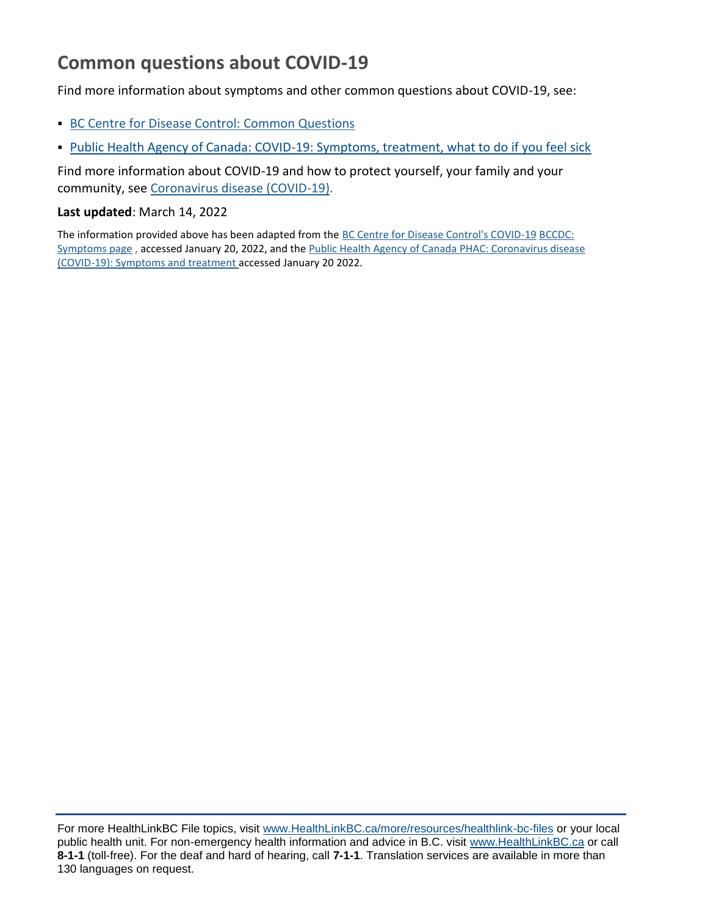## Common questions about COVID-19

Find more information about symptoms and other common questions about COVID-19, see:

- BC Centre for Disease Control: Common Questions
- Public Health Agency of Canada: COVID-19: Symptoms, treatment, what to do if you feel sick

Find more information about COVID-19 and how to protect yourself, your family and your community, see Coronavirus disease (COVID-19).

**Last updated**: March 14, 2022

The information provided above has been adapted from the BC Centre for Disease Control's COVID-19 BCCDC: Symptoms page , accessed January 20, 2022, and the Public Health Agency of Canada PHAC: Coronavirus disease (COVID-19): Symptoms and treatment accessed January 20 2022.

For more HealthLinkBC File topics, visit www.HealthLinkBC.ca/more/resources/healthlink-bc-files or your local public health unit. For non-emergency health information and advice in B.C. visit www.HealthLinkBC.ca or call **8-1-1** (toll-free). For the deaf and hard of hearing, call **7-1-1**. Translation services are available in more than 130 languages on request.